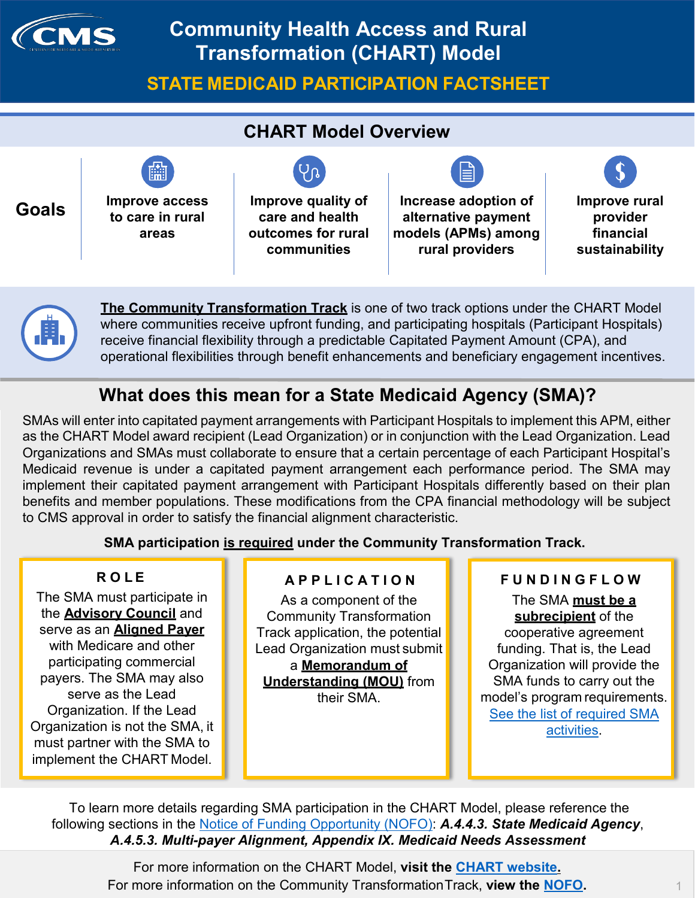# Community Health Access and Rural Transformation (CHART) Model

## STATE MEDICAID PARTICIPATION FACTSHEET

## CHART Model Overview

**Goals**

- **Improve access to care in rural areas**
- **Improve quality of care and health outcomes for rural communities**
- **Increase adoption of alternative payment models (APMs) among rural providers**
- **Improve rural provider financial sustainability**

**The Community Transformation Track** is one of two track options under the CHART Model where communities receive upfront funding, and participating hospitals (Participant Hospitals) receive financial flexibility through a predictable Capitated Payment Amount (CPA), and operational flexibilities through benefit enhancements and beneficiary engagement incentives.

## What does this mean for a State Medicaid Agency (SMA)?

SMAs will enter into capitated payment arrangements with Participant Hospitals to implement this APM, either as the CHART Model award recipient (Lead Organization) or in conjunction with the Lead Organization. Lead Organizations and SMAs must collaborate to ensure that a certain percentage of each Participant Hospital's Medicaid revenue is under a capitated payment arrangement each performance period. The SMA may implement their capitated payment arrangement with Participant Hospitals differently based on their plan benefits and member populations. These modifications from the CPA financial methodology will be subject to CMS approval in order to satisfy the financial alignment characteristic.

**SMA participation is required under the Community Transformation Track.**

### ROLE

The SMA must participate in the **Advisory Council** and serve as an **Aligned Payer** with Medicare and other participating commercial payers. The SMA may also serve as the Lead Organization. If the Lead Organization is not the SMA, it must partner with the SMA to implement the CHART Model.

### APPLICATION

As a component of the Community Transformation Track application, the potential Lead Organization must submit a **Memorandum of Understanding (MOU)** from their SMA.

### FUNDING FLOW

The SMA **must be a subrecipient** of the cooperative agreement funding. That is, the Lead Organization will provide the SMA funds to carry out the model's program requirements. See the list of required SMA activities.

To learn more details regarding SMA participation in the CHART Model, please reference the following sections in the Notice of Funding Opportunity (NOFO): ***A.4.4.3. State Medicaid Agency***, ***A.4.5.3. Multi-payer Alignment, Appendix IX. Medicaid Needs Assessment***

For more information on the CHART Model, **visit the CHART website.**
For more information on the Community Transformation Track, **view the NOFO.**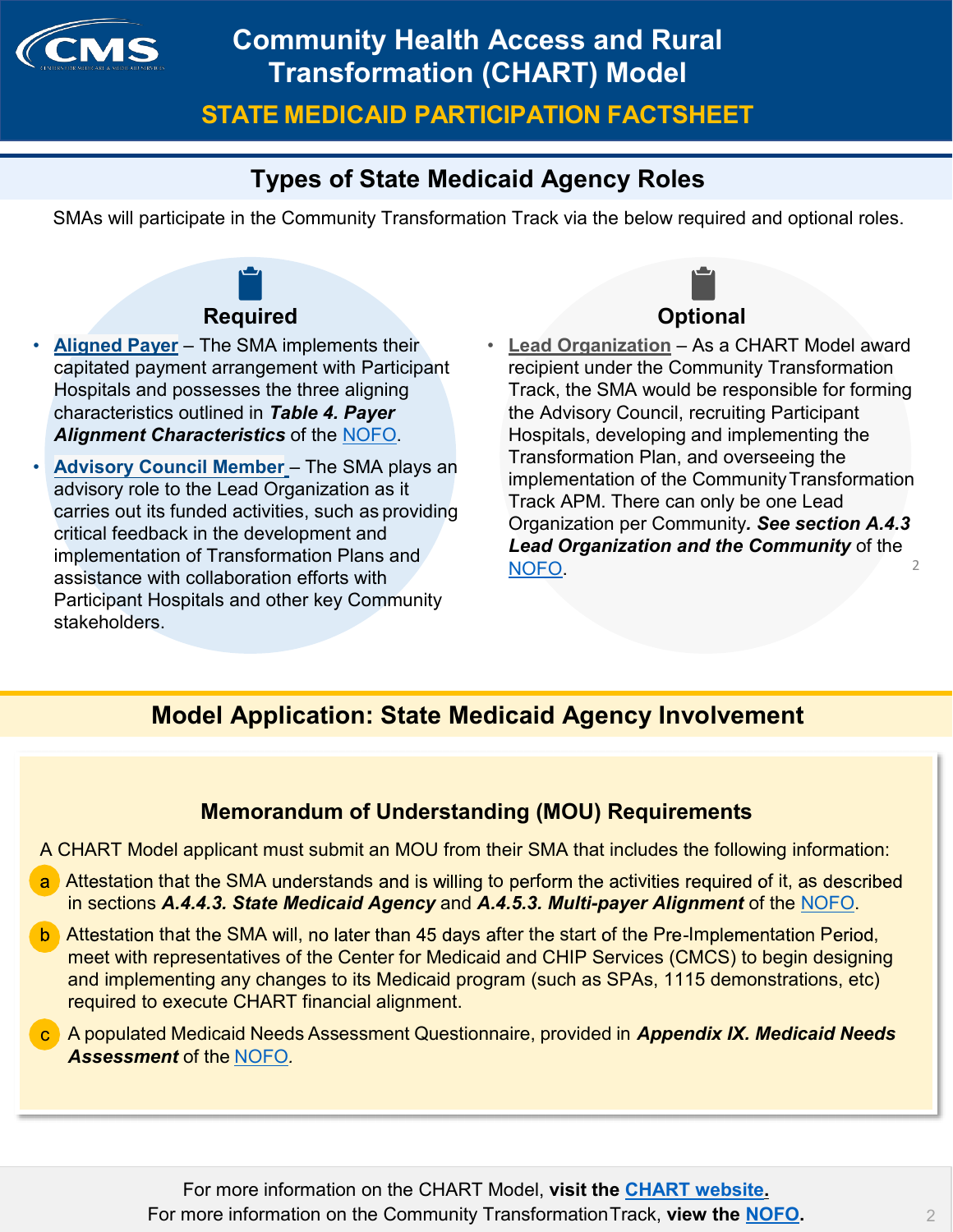# Community Health Access and Rural Transformation (CHART) Model

## STATE MEDICAID PARTICIPATION FACTSHEET

## Types of State Medicaid Agency Roles

SMAs will participate in the Community Transformation Track via the below required and optional roles.

### Required

- **Aligned Payer** – The SMA implements their capitated payment arrangement with Participant Hospitals and possesses the three aligning characteristics outlined in ***Table 4. Payer Alignment Characteristics*** of the NOFO.
- **Advisory Council Member** – The SMA plays an advisory role to the Lead Organization as it carries out its funded activities, such as providing critical feedback in the development and implementation of Transformation Plans and assistance with collaboration efforts with Participant Hospitals and other key Community stakeholders.

### Optional

- **Lead Organization** – As a CHART Model award recipient under the Community Transformation Track, the SMA would be responsible for forming the Advisory Council, recruiting Participant Hospitals, developing and implementing the Transformation Plan, and overseeing the implementation of the Community Transformation Track APM. There can only be one Lead Organization per Community. ***See section A.4.3 Lead Organization and the Community*** of the NOFO.

## Model Application: State Medicaid Agency Involvement

### Memorandum of Understanding (MOU) Requirements

A CHART Model applicant must submit an MOU from their SMA that includes the following information:

a. Attestation that the SMA understands and is willing to perform the activities required of it, as described in sections ***A.4.4.3. State Medicaid Agency*** and ***A.4.5.3. Multi-payer Alignment*** of the NOFO.

b. Attestation that the SMA will, no later than 45 days after the start of the Pre-Implementation Period, meet with representatives of the Center for Medicaid and CHIP Services (CMCS) to begin designing and implementing any changes to its Medicaid program (such as SPAs, 1115 demonstrations, etc) required to execute CHART financial alignment.

c. A populated Medicaid Needs Assessment Questionnaire, provided in ***Appendix IX. Medicaid Needs Assessment*** of the NOFO.

For more information on the CHART Model, **visit the CHART website.**
For more information on the Community Transformation Track, **view the NOFO.**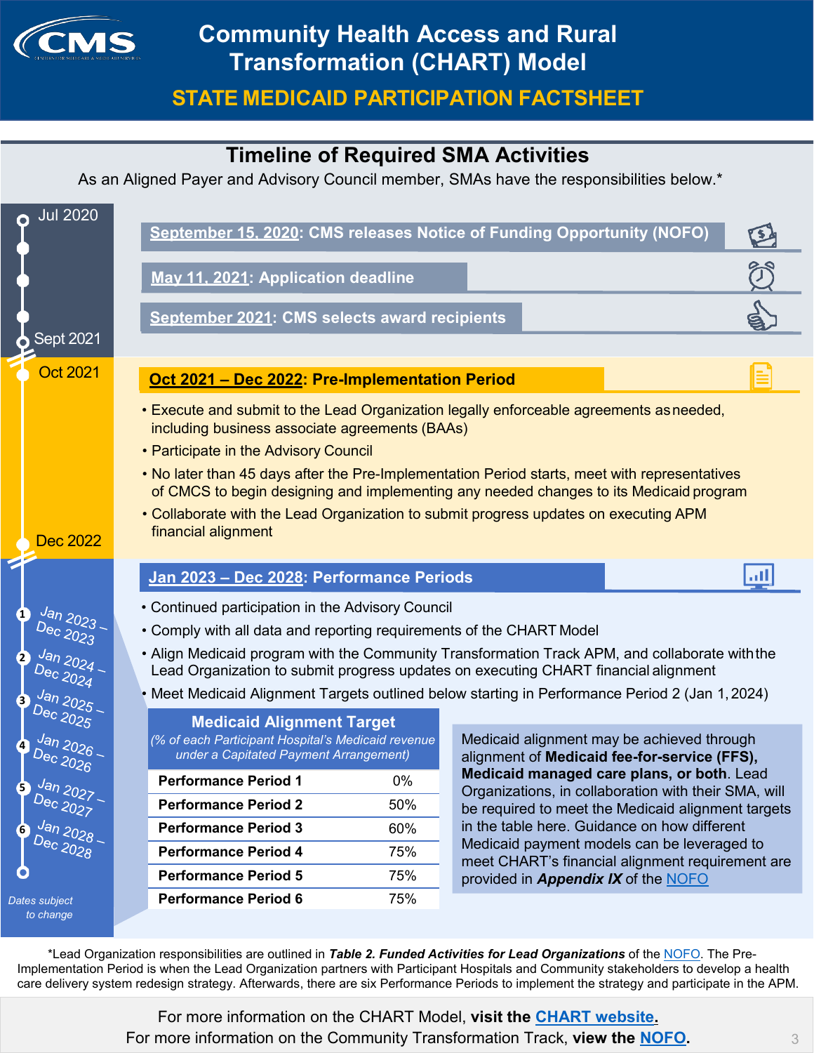# Community Health Access and Rural Transformation (CHART) Model

## STATE MEDICAID PARTICIPATION FACTSHEET

## Timeline of Required SMA Activities

As an Aligned Payer and Advisory Council member, SMAs have the responsibilities below.*

Jul 2020 – Sept 2021

- **September 15, 2020: CMS releases Notice of Funding Opportunity (NOFO)**
- **May 11, 2021: Application deadline**
- **September 2021: CMS selects award recipients**

Oct 2021 – Dec 2022

### Oct 2021 – Dec 2022: Pre-Implementation Period

- Execute and submit to the Lead Organization legally enforceable agreements as needed, including business associate agreements (BAAs)
- Participate in the Advisory Council
- No later than 45 days after the Pre-Implementation Period starts, meet with representatives of CMCS to begin designing and implementing any needed changes to its Medicaid program
- Collaborate with the Lead Organization to submit progress updates on executing APM financial alignment

### Jan 2023 – Dec 2028: Performance Periods

1. Jan 2023 – Dec 2023
2. Jan 2024 – Dec 2024
3. Jan 2025 – Dec 2025
4. Jan 2026 – Dec 2026
5. Jan 2027 – Dec 2027
6. Jan 2028 – Dec 2028

*Dates subject to change*

- Continued participation in the Advisory Council
- Comply with all data and reporting requirements of the CHART Model
- Align Medicaid program with the Community Transformation Track APM, and collaborate with the Lead Organization to submit progress updates on executing CHART financial alignment
- Meet Medicaid Alignment Targets outlined below starting in Performance Period 2 (Jan 1, 2024)

| Medicaid Alignment Target *(% of each Participant Hospital's Medicaid revenue under a Capitated Payment Arrangement)* | |
|---|---|
| **Performance Period 1** | 0% |
| **Performance Period 2** | 50% |
| **Performance Period 3** | 60% |
| **Performance Period 4** | 75% |
| **Performance Period 5** | 75% |
| **Performance Period 6** | 75% |

Medicaid alignment may be achieved through alignment of **Medicaid fee-for-service (FFS), Medicaid managed care plans, or both**. Lead Organizations, in collaboration with their SMA, will be required to meet the Medicaid alignment targets in the table here. Guidance on how different Medicaid payment models can be leveraged to meet CHART's financial alignment requirement are provided in ***Appendix IX*** of the NOFO

*Lead Organization responsibilities are outlined in ***Table 2. Funded Activities for Lead Organizations*** of the NOFO. The Pre-Implementation Period is when the Lead Organization partners with Participant Hospitals and Community stakeholders to develop a health care delivery system redesign strategy. Afterwards, there are six Performance Periods to implement the strategy and participate in the APM.

For more information on the CHART Model, **visit the CHART website.**
For more information on the Community Transformation Track, **view the NOFO.**